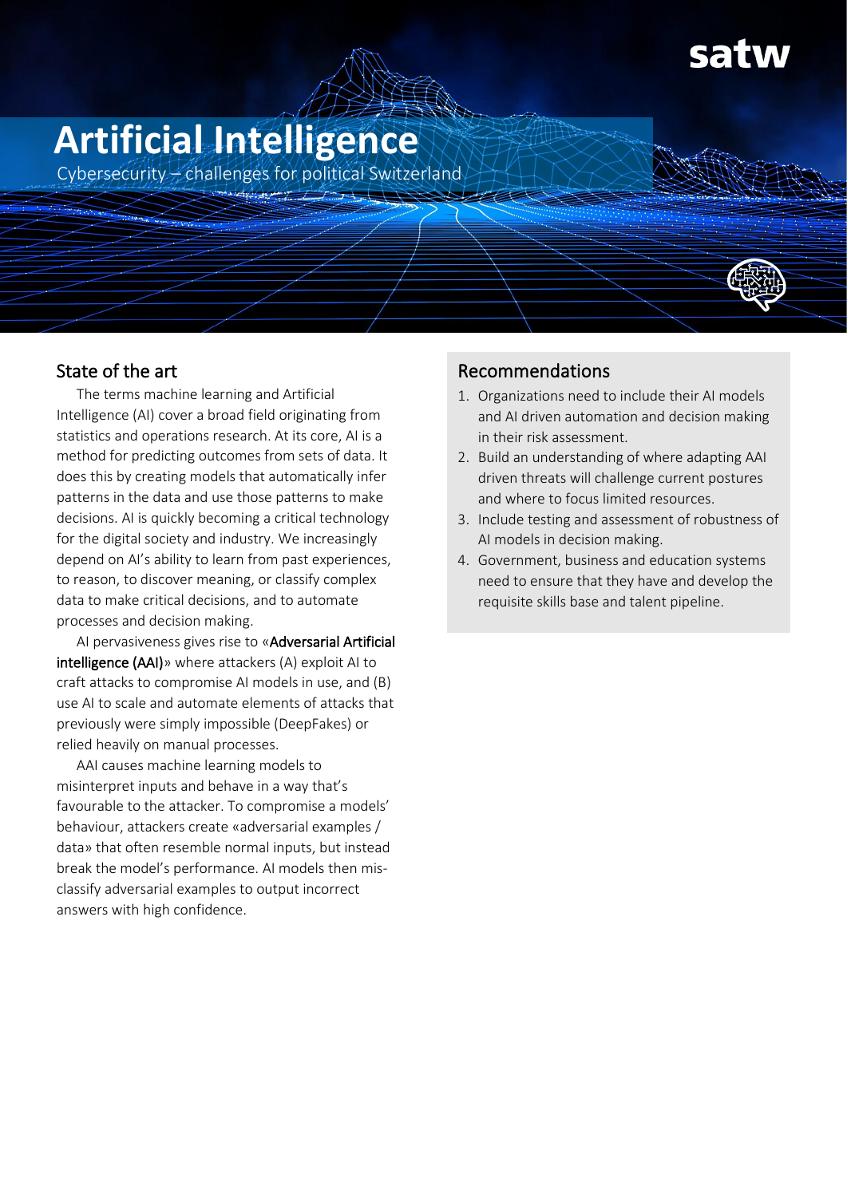satw

# Artificial Intelligence

Cybersecurity – challenges for political Switzerland

## State of the art

The terms machine learning and Artificial Intelligence (AI) cover a broad field originating from statistics and operations research. At its core, AI is a method for predicting outcomes from sets of data. It does this by creating models that automatically infer patterns in the data and use those patterns to make decisions. AI is quickly becoming a critical technology for the digital society and industry. We increasingly depend on AI's ability to learn from past experiences, to reason, to discover meaning, or classify complex data to make critical decisions, and to automate processes and decision making.

AI pervasiveness gives rise to «**Adversarial Artificial intelligence (AAI)**» where attackers (A) exploit AI to craft attacks to compromise AI models in use, and (B) use AI to scale and automate elements of attacks that previously were simply impossible (DeepFakes) or relied heavily on manual processes.

AAI causes machine learning models to misinterpret inputs and behave in a way that's favourable to the attacker. To compromise a models' behaviour, attackers create «adversarial examples / data» that often resemble normal inputs, but instead break the model's performance. AI models then mis-classify adversarial examples to output incorrect answers with high confidence.

## Recommendations

1. Organizations need to include their AI models and AI driven automation and decision making in their risk assessment.
2. Build an understanding of where adapting AAI driven threats will challenge current postures and where to focus limited resources.
3. Include testing and assessment of robustness of AI models in decision making.
4. Government, business and education systems need to ensure that they have and develop the requisite skills base and talent pipeline.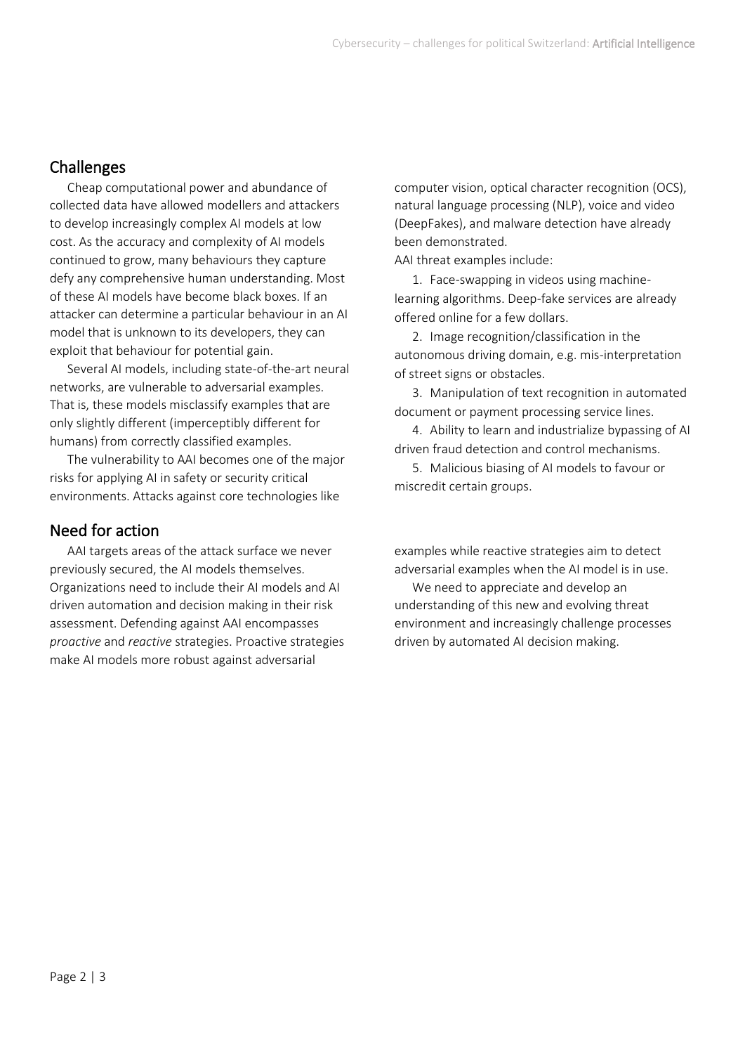## Challenges

Cheap computational power and abundance of collected data have allowed modellers and attackers to develop increasingly complex AI models at low cost. As the accuracy and complexity of AI models continued to grow, many behaviours they capture defy any comprehensive human understanding. Most of these AI models have become black boxes. If an attacker can determine a particular behaviour in an AI model that is unknown to its developers, they can exploit that behaviour for potential gain.

Several AI models, including state-of-the-art neural networks, are vulnerable to adversarial examples. That is, these models misclassify examples that are only slightly different (imperceptibly different for humans) from correctly classified examples.

The vulnerability to AAI becomes one of the major risks for applying AI in safety or security critical environments. Attacks against core technologies like computer vision, optical character recognition (OCS), natural language processing (NLP), voice and video (DeepFakes), and malware detection have already been demonstrated.

AAI threat examples include:

1. Face-swapping in videos using machine-learning algorithms. Deep-fake services are already offered online for a few dollars.
2. Image recognition/classification in the autonomous driving domain, e.g. mis-interpretation of street signs or obstacles.
3. Manipulation of text recognition in automated document or payment processing service lines.
4. Ability to learn and industrialize bypassing of AI driven fraud detection and control mechanisms.
5. Malicious biasing of AI models to favour or miscredit certain groups.

## Need for action

AAI targets areas of the attack surface we never previously secured, the AI models themselves. Organizations need to include their AI models and AI driven automation and decision making in their risk assessment. Defending against AAI encompasses *proactive* and *reactive* strategies. Proactive strategies make AI models more robust against adversarial examples while reactive strategies aim to detect adversarial examples when the AI model is in use.

We need to appreciate and develop an understanding of this new and evolving threat environment and increasingly challenge processes driven by automated AI decision making.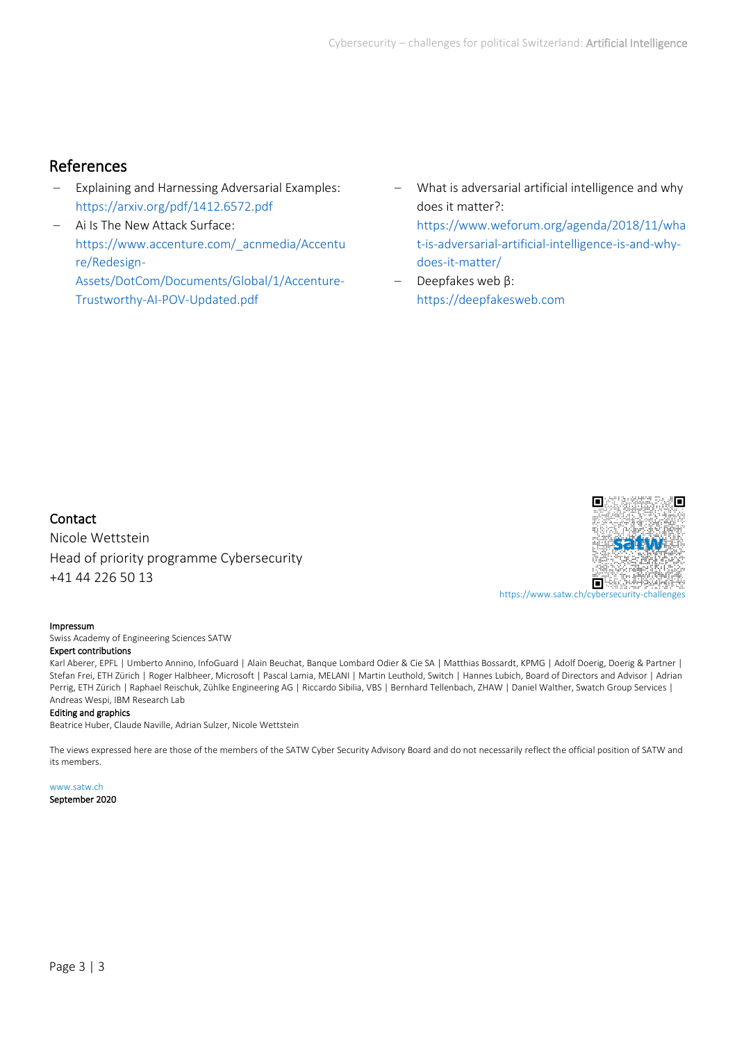## References

- Explaining and Harnessing Adversarial Examples: https://arxiv.org/pdf/1412.6572.pdf
- Ai Is The New Attack Surface: https://www.accenture.com/_acnmedia/Accenture/Redesign-Assets/DotCom/Documents/Global/1/Accenture-Trustworthy-AI-POV-Updated.pdf
- What is adversarial artificial intelligence and why does it matter?: https://www.weforum.org/agenda/2018/11/what-is-adversarial-artificial-intelligence-is-and-why-does-it-matter/
- Deepfakes web β: https://deepfakesweb.com

## Contact

Nicole Wettstein
Head of priority programme Cybersecurity
+41 44 226 50 13

https://www.satw.ch/cybersecurity-challenges

**Impressum**
Swiss Academy of Engineering Sciences SATW
**Expert contributions**
Karl Aberer, EPFL | Umberto Annino, InfoGuard | Alain Beuchat, Banque Lombard Odier & Cie SA | Matthias Bossardt, KPMG | Adolf Doerig, Doerig & Partner | Stefan Frei, ETH Zürich | Roger Halbheer, Microsoft | Pascal Lamia, MELANI | Martin Leuthold, Switch | Hannes Lubich, Board of Directors and Advisor | Adrian Perrig, ETH Zürich | Raphael Reischuk, Zühlke Engineering AG | Riccardo Sibilia, VBS | Bernhard Tellenbach, ZHAW | Daniel Walther, Swatch Group Services | Andreas Wespi, IBM Research Lab
**Editing and graphics**
Beatrice Huber, Claude Naville, Adrian Sulzer, Nicole Wettstein

The views expressed here are those of the members of the SATW Cyber Security Advisory Board and do not necessarily reflect the official position of SATW and its members.

www.satw.ch
**September 2020**